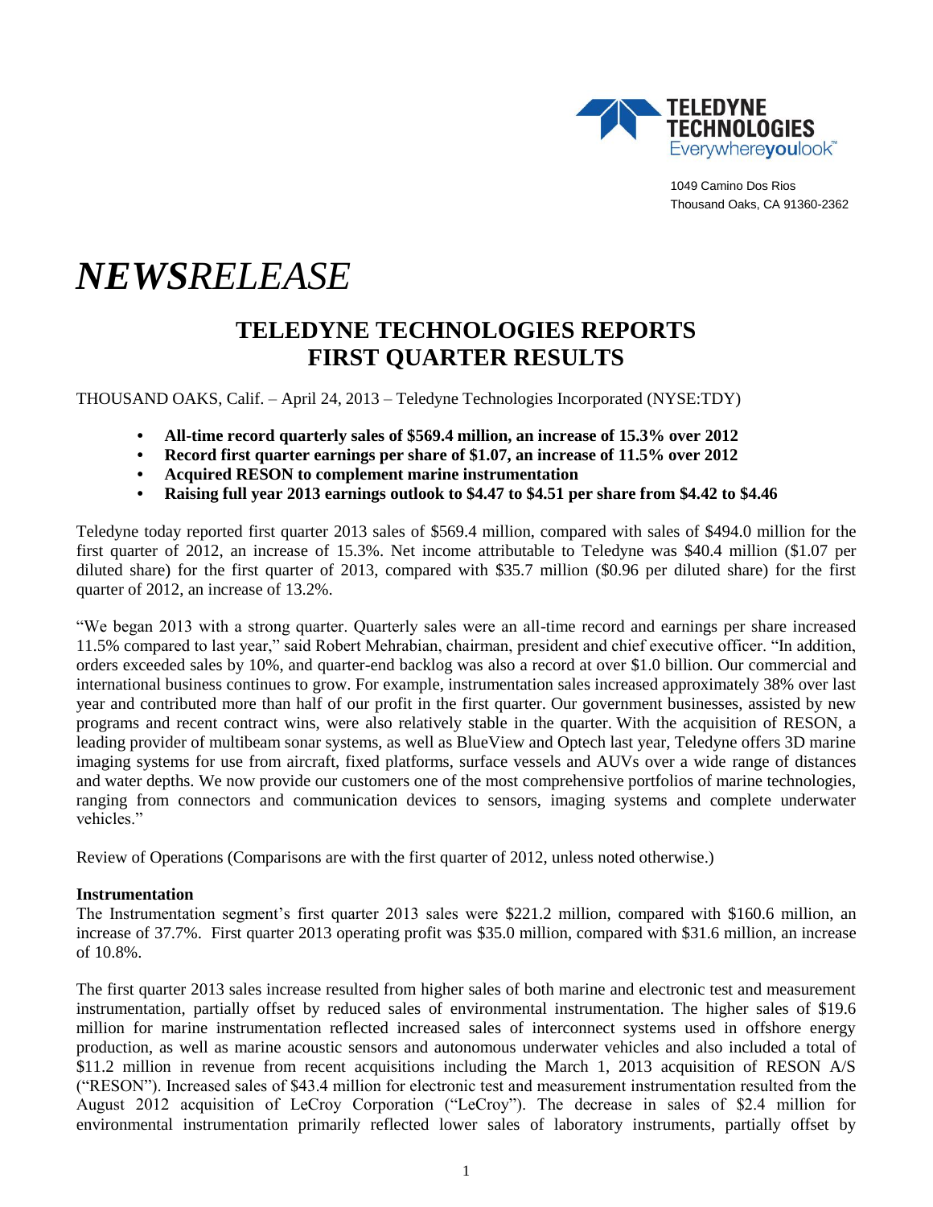TELEDYNE TECHNOLOGIES
Everywhereyoulook™

1049 Camino Dos Rios
Thousand Oaks, CA 91360-2362

# *NEWSRELEASE*

## TELEDYNE TECHNOLOGIES REPORTS FIRST QUARTER RESULTS

THOUSAND OAKS, Calif. – April 24, 2013 – Teledyne Technologies Incorporated (NYSE:TDY)

- **All-time record quarterly sales of $569.4 million, an increase of 15.3% over 2012**
- **Record first quarter earnings per share of $1.07, an increase of 11.5% over 2012**
- **Acquired RESON to complement marine instrumentation**
- **Raising full year 2013 earnings outlook to $4.47 to $4.51 per share from $4.42 to $4.46**

Teledyne today reported first quarter 2013 sales of $569.4 million, compared with sales of $494.0 million for the first quarter of 2012, an increase of 15.3%. Net income attributable to Teledyne was $40.4 million ($1.07 per diluted share) for the first quarter of 2013, compared with $35.7 million ($0.96 per diluted share) for the first quarter of 2012, an increase of 13.2%.

"We began 2013 with a strong quarter. Quarterly sales were an all-time record and earnings per share increased 11.5% compared to last year," said Robert Mehrabian, chairman, president and chief executive officer. "In addition, orders exceeded sales by 10%, and quarter-end backlog was also a record at over $1.0 billion. Our commercial and international business continues to grow. For example, instrumentation sales increased approximately 38% over last year and contributed more than half of our profit in the first quarter. Our government businesses, assisted by new programs and recent contract wins, were also relatively stable in the quarter. With the acquisition of RESON, a leading provider of multibeam sonar systems, as well as BlueView and Optech last year, Teledyne offers 3D marine imaging systems for use from aircraft, fixed platforms, surface vessels and AUVs over a wide range of distances and water depths. We now provide our customers one of the most comprehensive portfolios of marine technologies, ranging from connectors and communication devices to sensors, imaging systems and complete underwater vehicles."

Review of Operations (Comparisons are with the first quarter of 2012, unless noted otherwise.)

**Instrumentation**

The Instrumentation segment's first quarter 2013 sales were $221.2 million, compared with $160.6 million, an increase of 37.7%. First quarter 2013 operating profit was $35.0 million, compared with $31.6 million, an increase of 10.8%.

The first quarter 2013 sales increase resulted from higher sales of both marine and electronic test and measurement instrumentation, partially offset by reduced sales of environmental instrumentation. The higher sales of $19.6 million for marine instrumentation reflected increased sales of interconnect systems used in offshore energy production, as well as marine acoustic sensors and autonomous underwater vehicles and also included a total of $11.2 million in revenue from recent acquisitions including the March 1, 2013 acquisition of RESON A/S ("RESON"). Increased sales of $43.4 million for electronic test and measurement instrumentation resulted from the August 2012 acquisition of LeCroy Corporation ("LeCroy"). The decrease in sales of $2.4 million for environmental instrumentation primarily reflected lower sales of laboratory instruments, partially offset by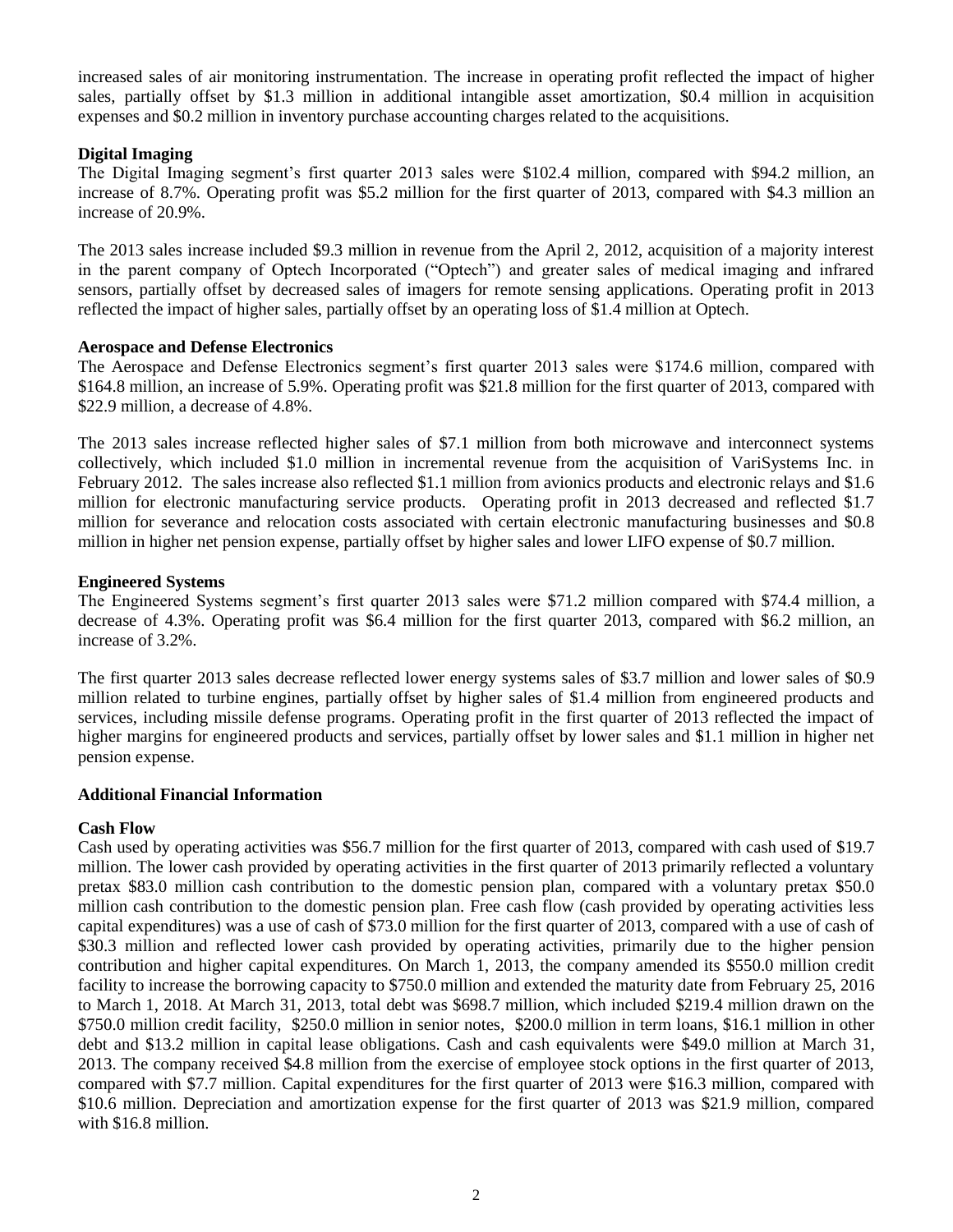increased sales of air monitoring instrumentation. The increase in operating profit reflected the impact of higher sales, partially offset by $1.3 million in additional intangible asset amortization, $0.4 million in acquisition expenses and $0.2 million in inventory purchase accounting charges related to the acquisitions.

**Digital Imaging**

The Digital Imaging segment's first quarter 2013 sales were $102.4 million, compared with $94.2 million, an increase of 8.7%. Operating profit was $5.2 million for the first quarter of 2013, compared with $4.3 million an increase of 20.9%.

The 2013 sales increase included $9.3 million in revenue from the April 2, 2012, acquisition of a majority interest in the parent company of Optech Incorporated ("Optech") and greater sales of medical imaging and infrared sensors, partially offset by decreased sales of imagers for remote sensing applications. Operating profit in 2013 reflected the impact of higher sales, partially offset by an operating loss of $1.4 million at Optech.

**Aerospace and Defense Electronics**

The Aerospace and Defense Electronics segment's first quarter 2013 sales were $174.6 million, compared with $164.8 million, an increase of 5.9%. Operating profit was $21.8 million for the first quarter of 2013, compared with $22.9 million, a decrease of 4.8%.

The 2013 sales increase reflected higher sales of $7.1 million from both microwave and interconnect systems collectively, which included $1.0 million in incremental revenue from the acquisition of VariSystems Inc. in February 2012. The sales increase also reflected $1.1 million from avionics products and electronic relays and $1.6 million for electronic manufacturing service products. Operating profit in 2013 decreased and reflected $1.7 million for severance and relocation costs associated with certain electronic manufacturing businesses and $0.8 million in higher net pension expense, partially offset by higher sales and lower LIFO expense of $0.7 million.

**Engineered Systems**

The Engineered Systems segment's first quarter 2013 sales were $71.2 million compared with $74.4 million, a decrease of 4.3%. Operating profit was $6.4 million for the first quarter 2013, compared with $6.2 million, an increase of 3.2%.

The first quarter 2013 sales decrease reflected lower energy systems sales of $3.7 million and lower sales of $0.9 million related to turbine engines, partially offset by higher sales of $1.4 million from engineered products and services, including missile defense programs. Operating profit in the first quarter of 2013 reflected the impact of higher margins for engineered products and services, partially offset by lower sales and $1.1 million in higher net pension expense.

**Additional Financial Information**

**Cash Flow**

Cash used by operating activities was $56.7 million for the first quarter of 2013, compared with cash used of $19.7 million. The lower cash provided by operating activities in the first quarter of 2013 primarily reflected a voluntary pretax $83.0 million cash contribution to the domestic pension plan, compared with a voluntary pretax $50.0 million cash contribution to the domestic pension plan. Free cash flow (cash provided by operating activities less capital expenditures) was a use of cash of $73.0 million for the first quarter of 2013, compared with a use of cash of $30.3 million and reflected lower cash provided by operating activities, primarily due to the higher pension contribution and higher capital expenditures. On March 1, 2013, the company amended its $550.0 million credit facility to increase the borrowing capacity to $750.0 million and extended the maturity date from February 25, 2016 to March 1, 2018. At March 31, 2013, total debt was $698.7 million, which included $219.4 million drawn on the $750.0 million credit facility, $250.0 million in senior notes, $200.0 million in term loans, $16.1 million in other debt and $13.2 million in capital lease obligations. Cash and cash equivalents were $49.0 million at March 31, 2013. The company received $4.8 million from the exercise of employee stock options in the first quarter of 2013, compared with $7.7 million. Capital expenditures for the first quarter of 2013 were $16.3 million, compared with $10.6 million. Depreciation and amortization expense for the first quarter of 2013 was $21.9 million, compared with $16.8 million.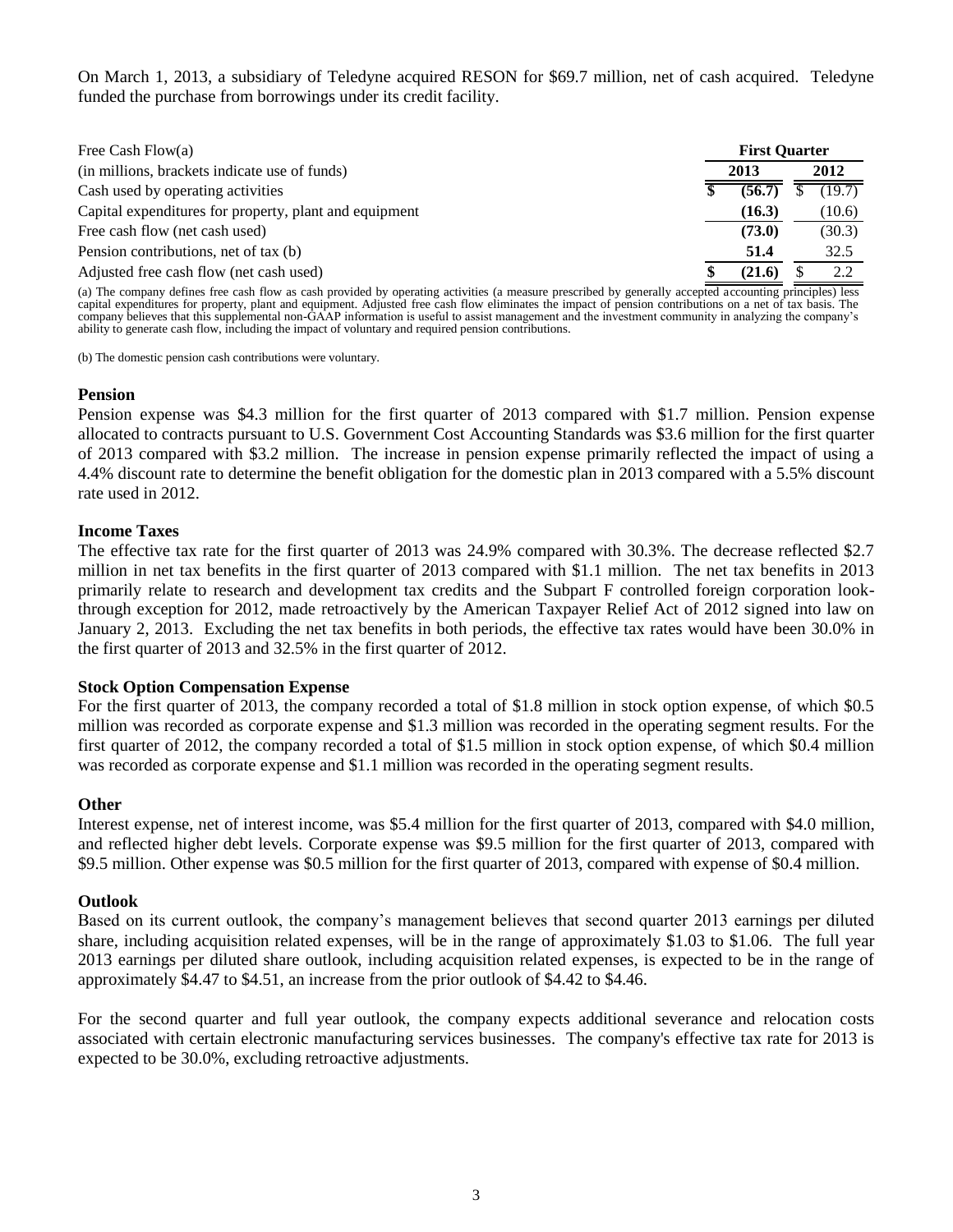On March 1, 2013, a subsidiary of Teledyne acquired RESON for $69.7 million, net of cash acquired. Teledyne funded the purchase from borrowings under its credit facility.

| Free Cash Flow(a) | First Quarter | |
|---|---|---|
| (in millions, brackets indicate use of funds) | **2013** | **2012** |
| Cash used by operating activities | **$ (56.7)** | $ (19.7) |
| Capital expenditures for property, plant and equipment | **(16.3)** | (10.6) |
| Free cash flow (net cash used) | **(73.0)** | (30.3) |
| Pension contributions, net of tax (b) | **51.4** | 32.5 |
| Adjusted free cash flow (net cash used) | **$ (21.6)** | $ 2.2 |

(a) The company defines free cash flow as cash provided by operating activities (a measure prescribed by generally accepted accounting principles) less capital expenditures for property, plant and equipment. Adjusted free cash flow eliminates the impact of pension contributions on a net of tax basis. The company believes that this supplemental non-GAAP information is useful to assist management and the investment community in analyzing the company's ability to generate cash flow, including the impact of voluntary and required pension contributions.

(b) The domestic pension cash contributions were voluntary.

**Pension**

Pension expense was $4.3 million for the first quarter of 2013 compared with $1.7 million. Pension expense allocated to contracts pursuant to U.S. Government Cost Accounting Standards was $3.6 million for the first quarter of 2013 compared with $3.2 million. The increase in pension expense primarily reflected the impact of using a 4.4% discount rate to determine the benefit obligation for the domestic plan in 2013 compared with a 5.5% discount rate used in 2012.

**Income Taxes**

The effective tax rate for the first quarter of 2013 was 24.9% compared with 30.3%. The decrease reflected $2.7 million in net tax benefits in the first quarter of 2013 compared with $1.1 million. The net tax benefits in 2013 primarily relate to research and development tax credits and the Subpart F controlled foreign corporation look-through exception for 2012, made retroactively by the American Taxpayer Relief Act of 2012 signed into law on January 2, 2013. Excluding the net tax benefits in both periods, the effective tax rates would have been 30.0% in the first quarter of 2013 and 32.5% in the first quarter of 2012.

**Stock Option Compensation Expense**

For the first quarter of 2013, the company recorded a total of $1.8 million in stock option expense, of which $0.5 million was recorded as corporate expense and $1.3 million was recorded in the operating segment results. For the first quarter of 2012, the company recorded a total of $1.5 million in stock option expense, of which $0.4 million was recorded as corporate expense and $1.1 million was recorded in the operating segment results.

**Other**

Interest expense, net of interest income, was $5.4 million for the first quarter of 2013, compared with $4.0 million, and reflected higher debt levels. Corporate expense was $9.5 million for the first quarter of 2013, compared with $9.5 million. Other expense was $0.5 million for the first quarter of 2013, compared with expense of $0.4 million.

**Outlook**

Based on its current outlook, the company's management believes that second quarter 2013 earnings per diluted share, including acquisition related expenses, will be in the range of approximately $1.03 to $1.06. The full year 2013 earnings per diluted share outlook, including acquisition related expenses, is expected to be in the range of approximately $4.47 to $4.51, an increase from the prior outlook of $4.42 to $4.46.

For the second quarter and full year outlook, the company expects additional severance and relocation costs associated with certain electronic manufacturing services businesses. The company's effective tax rate for 2013 is expected to be 30.0%, excluding retroactive adjustments.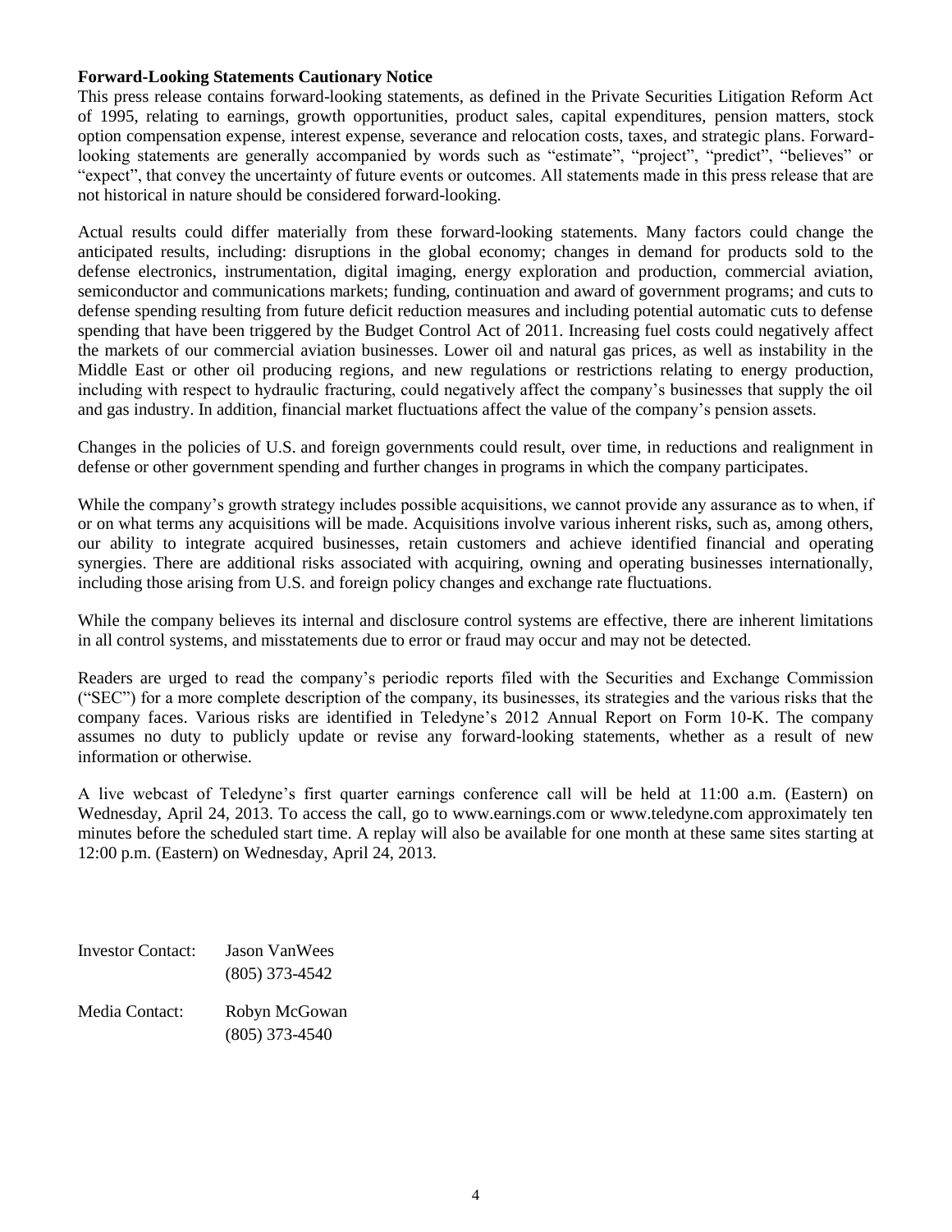**Forward-Looking Statements Cautionary Notice**

This press release contains forward-looking statements, as defined in the Private Securities Litigation Reform Act of 1995, relating to earnings, growth opportunities, product sales, capital expenditures, pension matters, stock option compensation expense, interest expense, severance and relocation costs, taxes, and strategic plans. Forward-looking statements are generally accompanied by words such as "estimate", "project", "predict", "believes" or "expect", that convey the uncertainty of future events or outcomes. All statements made in this press release that are not historical in nature should be considered forward-looking.

Actual results could differ materially from these forward-looking statements. Many factors could change the anticipated results, including: disruptions in the global economy; changes in demand for products sold to the defense electronics, instrumentation, digital imaging, energy exploration and production, commercial aviation, semiconductor and communications markets; funding, continuation and award of government programs; and cuts to defense spending resulting from future deficit reduction measures and including potential automatic cuts to defense spending that have been triggered by the Budget Control Act of 2011. Increasing fuel costs could negatively affect the markets of our commercial aviation businesses. Lower oil and natural gas prices, as well as instability in the Middle East or other oil producing regions, and new regulations or restrictions relating to energy production, including with respect to hydraulic fracturing, could negatively affect the company's businesses that supply the oil and gas industry. In addition, financial market fluctuations affect the value of the company's pension assets.

Changes in the policies of U.S. and foreign governments could result, over time, in reductions and realignment in defense or other government spending and further changes in programs in which the company participates.

While the company's growth strategy includes possible acquisitions, we cannot provide any assurance as to when, if or on what terms any acquisitions will be made. Acquisitions involve various inherent risks, such as, among others, our ability to integrate acquired businesses, retain customers and achieve identified financial and operating synergies. There are additional risks associated with acquiring, owning and operating businesses internationally, including those arising from U.S. and foreign policy changes and exchange rate fluctuations.

While the company believes its internal and disclosure control systems are effective, there are inherent limitations in all control systems, and misstatements due to error or fraud may occur and may not be detected.

Readers are urged to read the company's periodic reports filed with the Securities and Exchange Commission ("SEC") for a more complete description of the company, its businesses, its strategies and the various risks that the company faces. Various risks are identified in Teledyne's 2012 Annual Report on Form 10-K. The company assumes no duty to publicly update or revise any forward-looking statements, whether as a result of new information or otherwise.

A live webcast of Teledyne's first quarter earnings conference call will be held at 11:00 a.m. (Eastern) on Wednesday, April 24, 2013. To access the call, go to www.earnings.com or www.teledyne.com approximately ten minutes before the scheduled start time. A replay will also be available for one month at these same sites starting at 12:00 p.m. (Eastern) on Wednesday, April 24, 2013.

| | |
|---|---|
| Investor Contact: | Jason VanWees<br>(805) 373-4542 |
| Media Contact: | Robyn McGowan<br>(805) 373-4540 |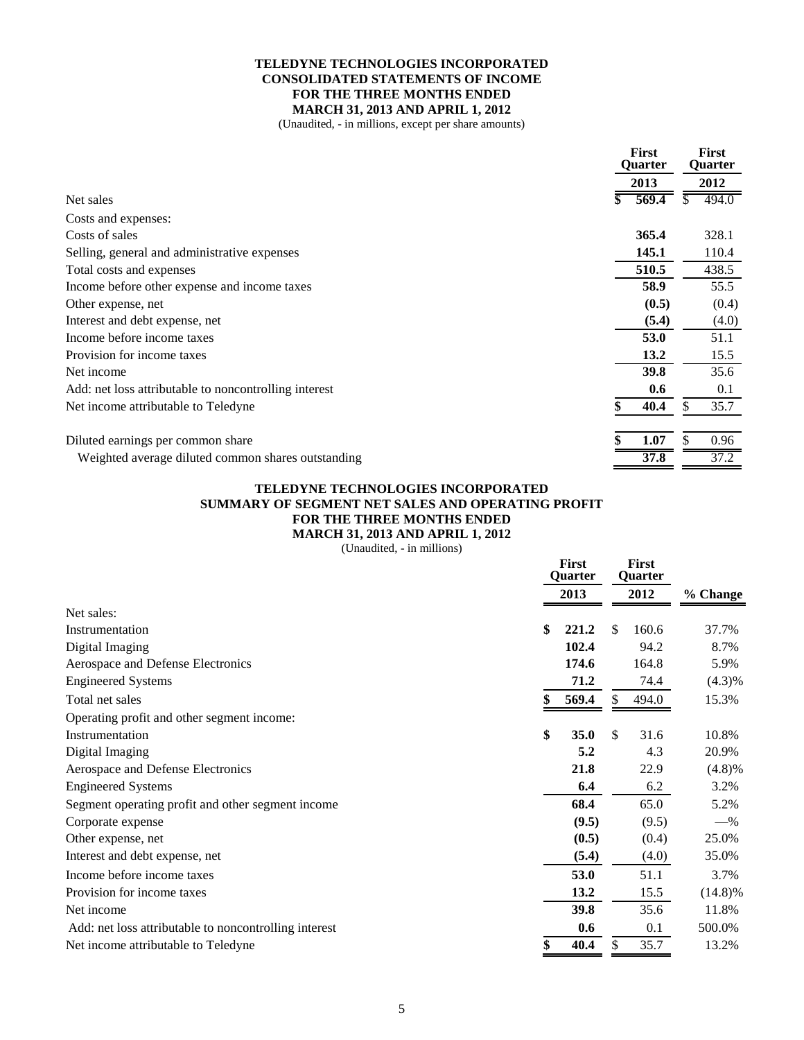**TELEDYNE TECHNOLOGIES INCORPORATED**
**CONSOLIDATED STATEMENTS OF INCOME**
**FOR THE THREE MONTHS ENDED**
**MARCH 31, 2013 AND APRIL 1, 2012**
(Unaudited, - in millions, except per share amounts)

| | First Quarter 2013 | First Quarter 2012 |
|---|---|---|
| Net sales | **$ 569.4** | $ 494.0 |
| Costs and expenses: | | |
| Costs of sales | **365.4** | 328.1 |
| Selling, general and administrative expenses | **145.1** | 110.4 |
| Total costs and expenses | **510.5** | 438.5 |
| Income before other expense and income taxes | **58.9** | 55.5 |
| Other expense, net | **(0.5)** | (0.4) |
| Interest and debt expense, net | **(5.4)** | (4.0) |
| Income before income taxes | **53.0** | 51.1 |
| Provision for income taxes | **13.2** | 15.5 |
| Net income | **39.8** | 35.6 |
| Add: net loss attributable to noncontrolling interest | **0.6** | 0.1 |
| Net income attributable to Teledyne | **$ 40.4** | $ 35.7 |
| Diluted earnings per common share | **$ 1.07** | $ 0.96 |
| Weighted average diluted common shares outstanding | **37.8** | 37.2 |

**TELEDYNE TECHNOLOGIES INCORPORATED**
**SUMMARY OF SEGMENT NET SALES AND OPERATING PROFIT**
**FOR THE THREE MONTHS ENDED**
**MARCH 31, 2013 AND APRIL 1, 2012**
(Unaudited, - in millions)

| | First Quarter 2013 | First Quarter 2012 | % Change |
|---|---|---|---|
| Net sales: | | | |
| Instrumentation | **$ 221.2** | $ 160.6 | 37.7% |
| Digital Imaging | **102.4** | 94.2 | 8.7% |
| Aerospace and Defense Electronics | **174.6** | 164.8 | 5.9% |
| Engineered Systems | **71.2** | 74.4 | (4.3)% |
| Total net sales | **$ 569.4** | $ 494.0 | 15.3% |
| Operating profit and other segment income: | | | |
| Instrumentation | **$ 35.0** | $ 31.6 | 10.8% |
| Digital Imaging | **5.2** | 4.3 | 20.9% |
| Aerospace and Defense Electronics | **21.8** | 22.9 | (4.8)% |
| Engineered Systems | **6.4** | 6.2 | 3.2% |
| Segment operating profit and other segment income | **68.4** | 65.0 | 5.2% |
| Corporate expense | **(9.5)** | (9.5) | —% |
| Other expense, net | **(0.5)** | (0.4) | 25.0% |
| Interest and debt expense, net | **(5.4)** | (4.0) | 35.0% |
| Income before income taxes | **53.0** | 51.1 | 3.7% |
| Provision for income taxes | **13.2** | 15.5 | (14.8)% |
| Net income | **39.8** | 35.6 | 11.8% |
| Add: net loss attributable to noncontrolling interest | **0.6** | 0.1 | 500.0% |
| Net income attributable to Teledyne | **$ 40.4** | $ 35.7 | 13.2% |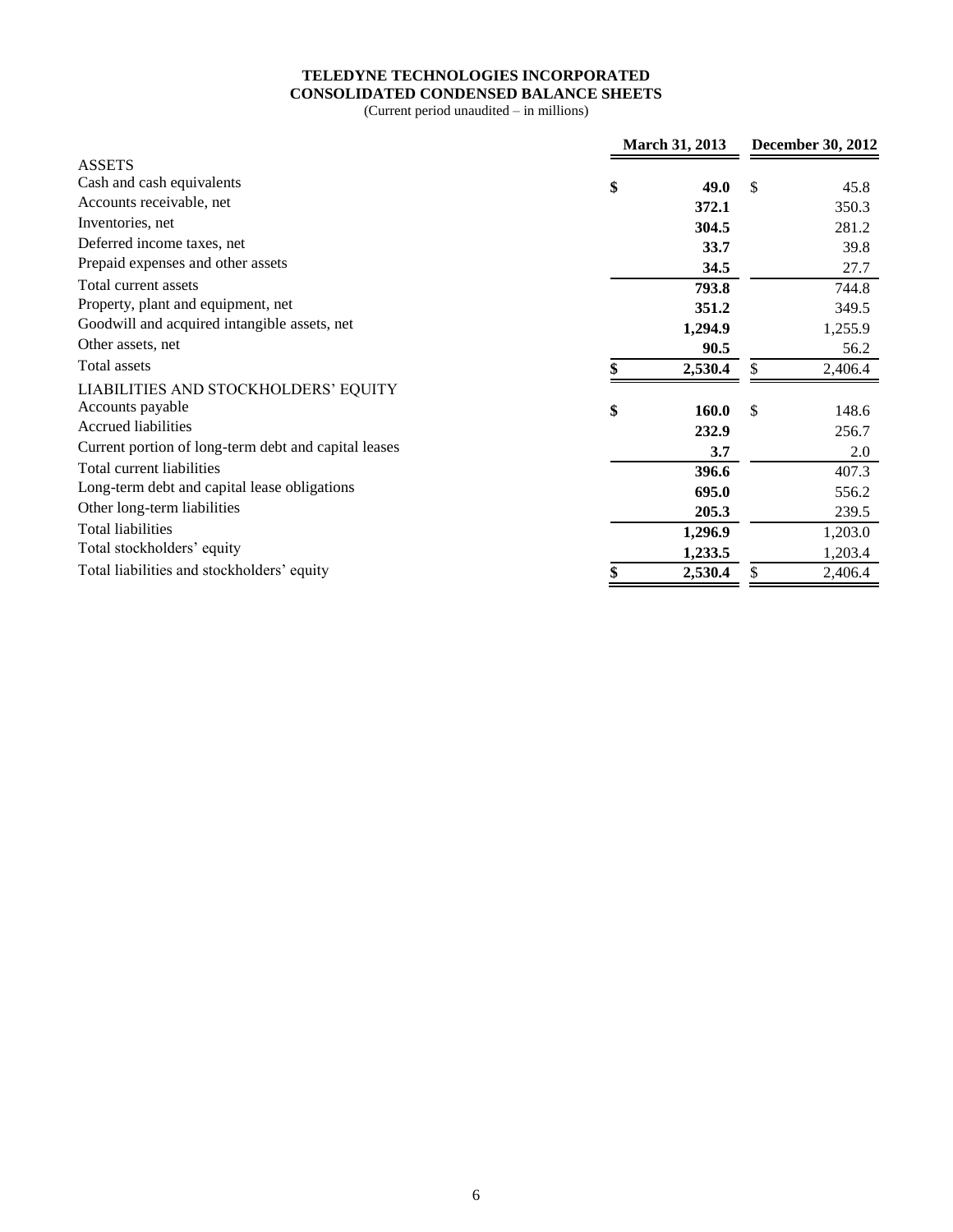**TELEDYNE TECHNOLOGIES INCORPORATED**
**CONSOLIDATED CONDENSED BALANCE SHEETS**
(Current period unaudited – in millions)

| | March 31, 2013 | December 30, 2012 |
|---|---|---|
| ASSETS | | |
| Cash and cash equivalents | **$ 49.0** | $ 45.8 |
| Accounts receivable, net | **372.1** | 350.3 |
| Inventories, net | **304.5** | 281.2 |
| Deferred income taxes, net | **33.7** | 39.8 |
| Prepaid expenses and other assets | **34.5** | 27.7 |
| Total current assets | **793.8** | 744.8 |
| Property, plant and equipment, net | **351.2** | 349.5 |
| Goodwill and acquired intangible assets, net | **1,294.9** | 1,255.9 |
| Other assets, net | **90.5** | 56.2 |
| Total assets | **$ 2,530.4** | $ 2,406.4 |
| LIABILITIES AND STOCKHOLDERS' EQUITY | | |
| Accounts payable | **$ 160.0** | $ 148.6 |
| Accrued liabilities | **232.9** | 256.7 |
| Current portion of long-term debt and capital leases | **3.7** | 2.0 |
| Total current liabilities | **396.6** | 407.3 |
| Long-term debt and capital lease obligations | **695.0** | 556.2 |
| Other long-term liabilities | **205.3** | 239.5 |
| Total liabilities | **1,296.9** | 1,203.0 |
| Total stockholders' equity | **1,233.5** | 1,203.4 |
| Total liabilities and stockholders' equity | **$ 2,530.4** | $ 2,406.4 |